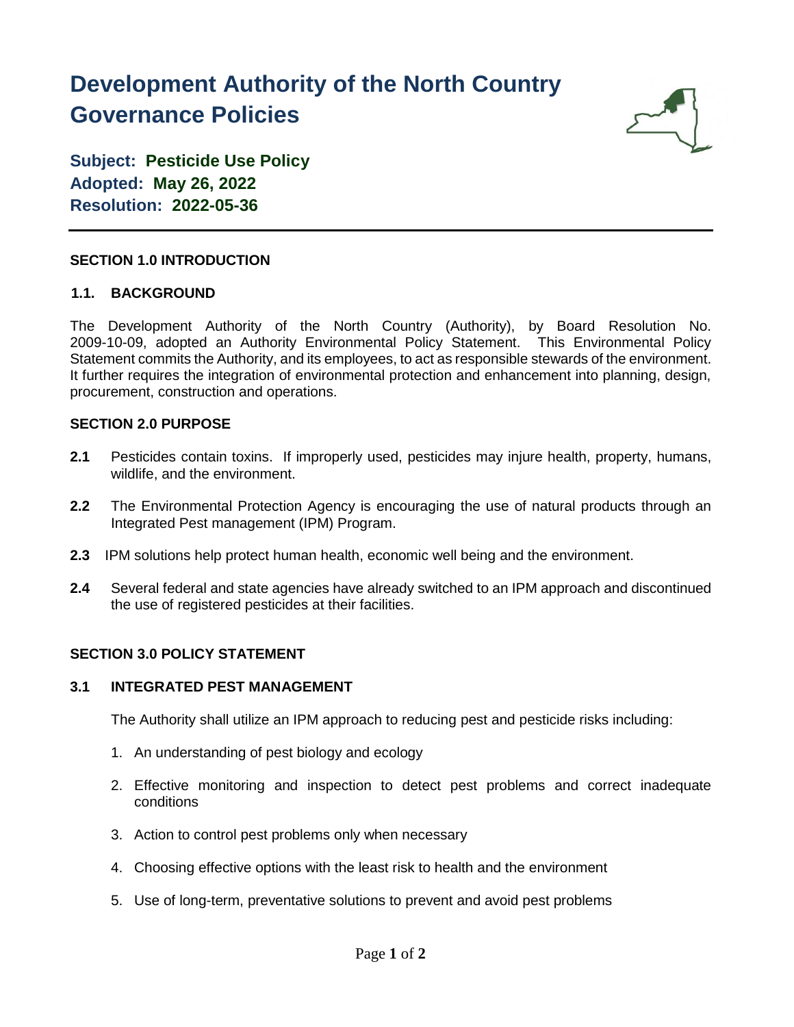# Development Authority of the North Country Governance Policies

**Subject: Pesticide Use Policy**
**Adopted: May 26, 2022**
**Resolution: 2022-05-36**

---

## SECTION 1.0 INTRODUCTION

### 1.1. BACKGROUND

The Development Authority of the North Country (Authority), by Board Resolution No. 2009-10-09, adopted an Authority Environmental Policy Statement. This Environmental Policy Statement commits the Authority, and its employees, to act as responsible stewards of the environment. It further requires the integration of environmental protection and enhancement into planning, design, procurement, construction and operations.

## SECTION 2.0 PURPOSE

**2.1** Pesticides contain toxins. If improperly used, pesticides may injure health, property, humans, wildlife, and the environment.

**2.2** The Environmental Protection Agency is encouraging the use of natural products through an Integrated Pest management (IPM) Program.

**2.3** IPM solutions help protect human health, economic well being and the environment.

**2.4** Several federal and state agencies have already switched to an IPM approach and discontinued the use of registered pesticides at their facilities.

## SECTION 3.0 POLICY STATEMENT

### 3.1 INTEGRATED PEST MANAGEMENT

The Authority shall utilize an IPM approach to reducing pest and pesticide risks including:

1. An understanding of pest biology and ecology
2. Effective monitoring and inspection to detect pest problems and correct inadequate conditions
3. Action to control pest problems only when necessary
4. Choosing effective options with the least risk to health and the environment
5. Use of long-term, preventative solutions to prevent and avoid pest problems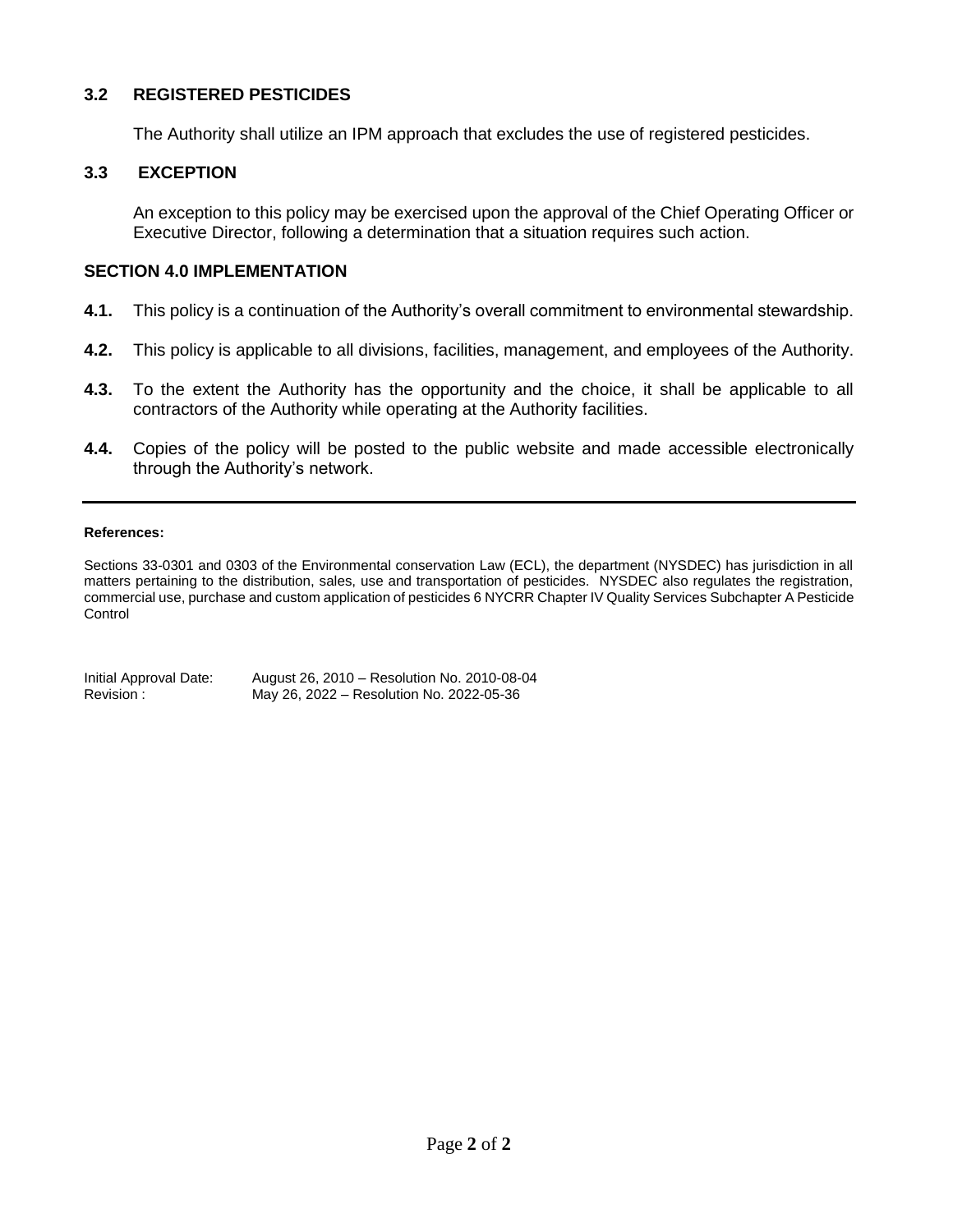### 3.2 REGISTERED PESTICIDES

The Authority shall utilize an IPM approach that excludes the use of registered pesticides.

### 3.3 EXCEPTION

An exception to this policy may be exercised upon the approval of the Chief Operating Officer or Executive Director, following a determination that a situation requires such action.

## SECTION 4.0 IMPLEMENTATION

**4.1.** This policy is a continuation of the Authority's overall commitment to environmental stewardship.

**4.2.** This policy is applicable to all divisions, facilities, management, and employees of the Authority.

**4.3.** To the extent the Authority has the opportunity and the choice, it shall be applicable to all contractors of the Authority while operating at the Authority facilities.

**4.4.** Copies of the policy will be posted to the public website and made accessible electronically through the Authority's network.

---

**References:**

Sections 33-0301 and 0303 of the Environmental conservation Law (ECL), the department (NYSDEC) has jurisdiction in all matters pertaining to the distribution, sales, use and transportation of pesticides. NYSDEC also regulates the registration, commercial use, purchase and custom application of pesticides 6 NYCRR Chapter IV Quality Services Subchapter A Pesticide Control

| | |
|---|---|
| Initial Approval Date: | August 26, 2010 – Resolution No. 2010-08-04 |
| Revision : | May 26, 2022 – Resolution No. 2022-05-36 |